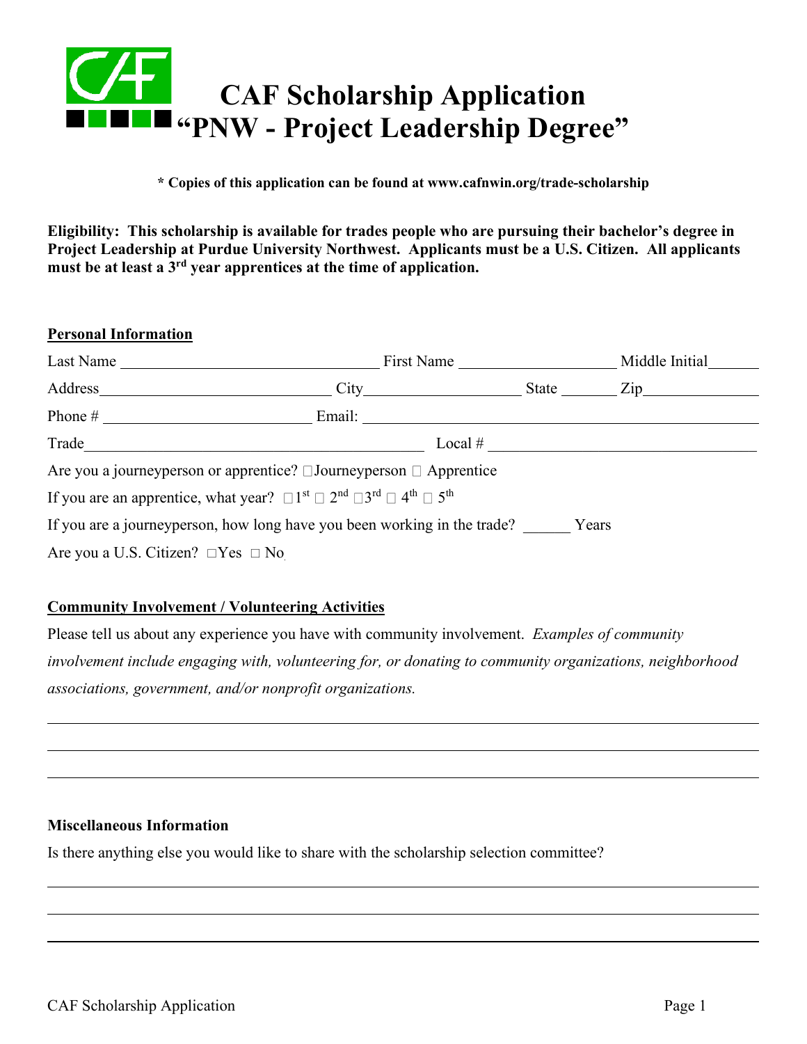# CAF Scholarship Application "PNW - Project Leadership Degree"

**\* Copies of this application can be found at www.cafnwin.org/trade-scholarship**

**Eligibility: This scholarship is available for trades people who are pursuing their bachelor's degree in Project Leadership at Purdue University Northwest. Applicants must be a U.S. Citizen. All applicants must be at least a 3rd year apprentices at the time of application.**

## Personal Information

Last Name ______________________ First Name ______________________ Middle Initial ______

Address ______________________ City ______________________ State ______ Zip ______________

Phone # ______________________ Email: ______________________________________________

Trade ______________________________________ Local # ______________________________

Are you a journeyperson or apprentice? □ Journeyperson □ Apprentice

If you are an apprentice, what year? □ 1st □ 2nd □ 3rd □ 4th □ 5th

If you are a journeyperson, how long have you been working in the trade? ______ Years

Are you a U.S. Citizen? □ Yes □ No

## Community Involvement / Volunteering Activities

Please tell us about any experience you have with community involvement. *Examples of community involvement include engaging with, volunteering for, or donating to community organizations, neighborhood associations, government, and/or nonprofit organizations.*

______________________________________________________________________________

______________________________________________________________________________

______________________________________________________________________________

## Miscellaneous Information

Is there anything else you would like to share with the scholarship selection committee?

______________________________________________________________________________

______________________________________________________________________________

______________________________________________________________________________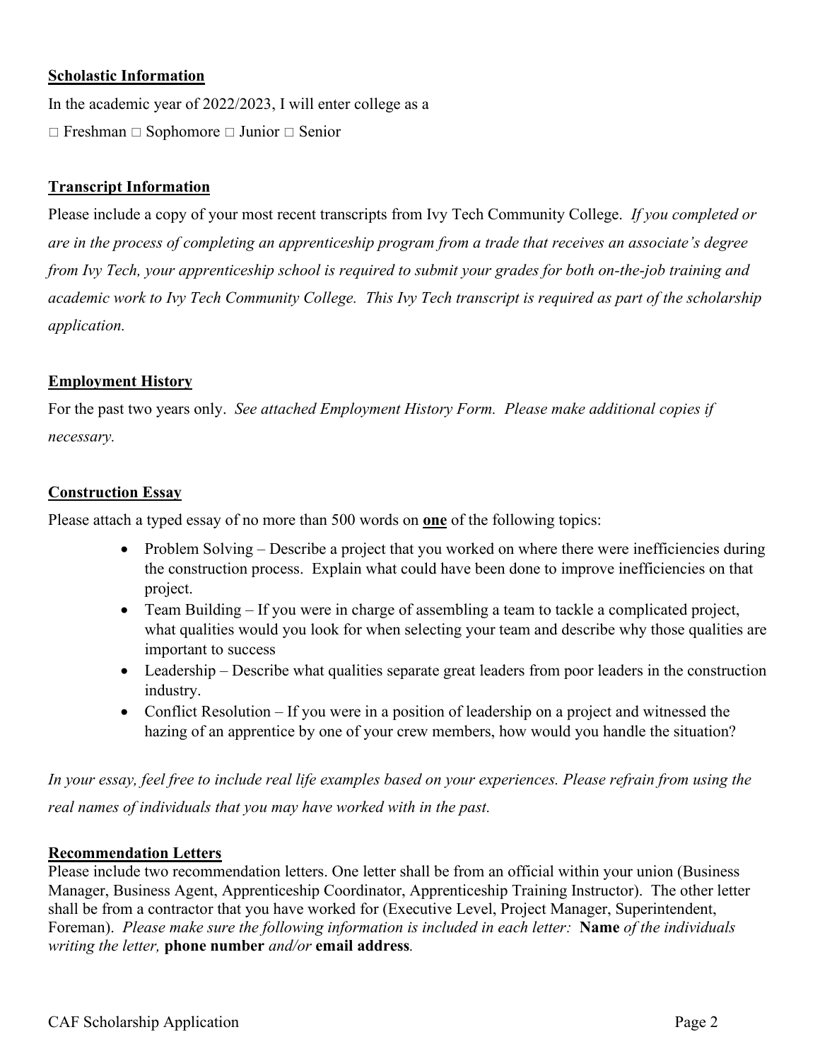**Scholastic Information**

In the academic year of 2022/2023, I will enter college as a

□ Freshman □ Sophomore □ Junior □ Senior

**Transcript Information**

Please include a copy of your most recent transcripts from Ivy Tech Community College. *If you completed or are in the process of completing an apprenticeship program from a trade that receives an associate's degree from Ivy Tech, your apprenticeship school is required to submit your grades for both on-the-job training and academic work to Ivy Tech Community College. This Ivy Tech transcript is required as part of the scholarship application.*

**Employment History**

For the past two years only. *See attached Employment History Form. Please make additional copies if necessary.*

**Construction Essay**

Please attach a typed essay of no more than 500 words on **one** of the following topics:

- Problem Solving – Describe a project that you worked on where there were inefficiencies during the construction process. Explain what could have been done to improve inefficiencies on that project.
- Team Building – If you were in charge of assembling a team to tackle a complicated project, what qualities would you look for when selecting your team and describe why those qualities are important to success
- Leadership – Describe what qualities separate great leaders from poor leaders in the construction industry.
- Conflict Resolution – If you were in a position of leadership on a project and witnessed the hazing of an apprentice by one of your crew members, how would you handle the situation?

*In your essay, feel free to include real life examples based on your experiences. Please refrain from using the real names of individuals that you may have worked with in the past.*

**Recommendation Letters**

Please include two recommendation letters. One letter shall be from an official within your union (Business Manager, Business Agent, Apprenticeship Coordinator, Apprenticeship Training Instructor). The other letter shall be from a contractor that you have worked for (Executive Level, Project Manager, Superintendent, Foreman). *Please make sure the following information is included in each letter:* **Name** *of the individuals writing the letter,* **phone number** *and/or* **email address***.*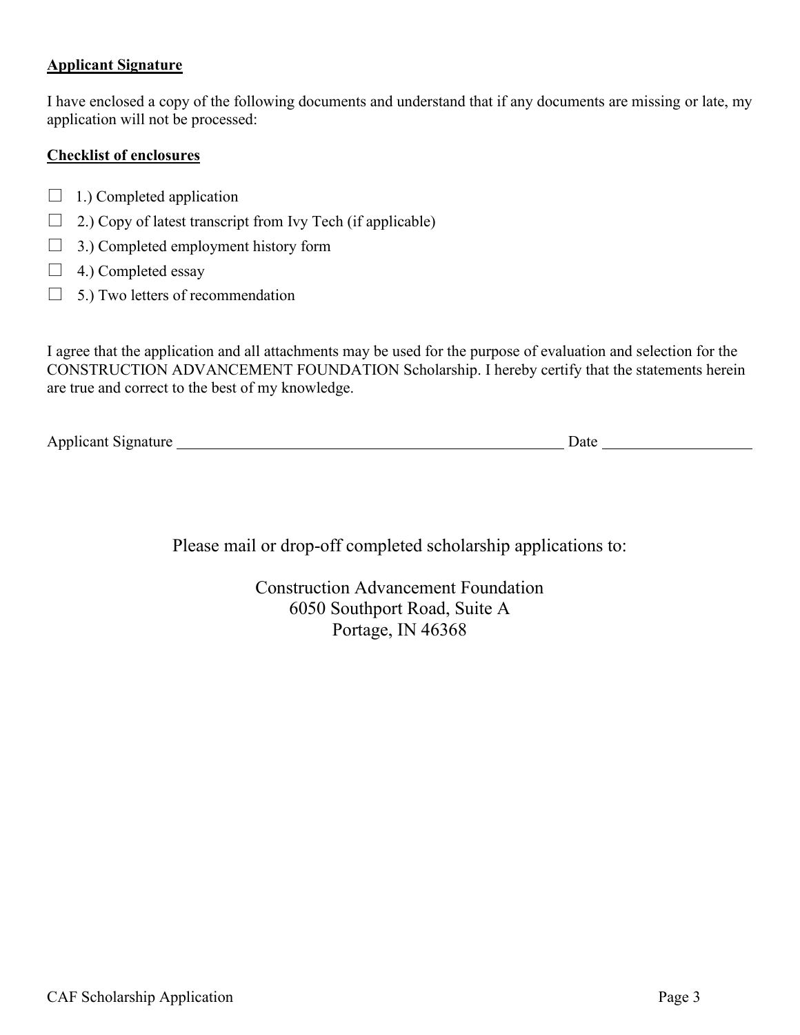**Applicant Signature**

I have enclosed a copy of the following documents and understand that if any documents are missing or late, my application will not be processed:

**Checklist of enclosures**

- ☐ 1.) Completed application
- ☐ 2.) Copy of latest transcript from Ivy Tech (if applicable)
- ☐ 3.) Completed employment history form
- ☐ 4.) Completed essay
- ☐ 5.) Two letters of recommendation

I agree that the application and all attachments may be used for the purpose of evaluation and selection for the CONSTRUCTION ADVANCEMENT FOUNDATION Scholarship. I hereby certify that the statements herein are true and correct to the best of my knowledge.

Applicant Signature ______________________________________________ Date ___________________

Please mail or drop-off completed scholarship applications to:

Construction Advancement Foundation
6050 Southport Road, Suite A
Portage, IN 46368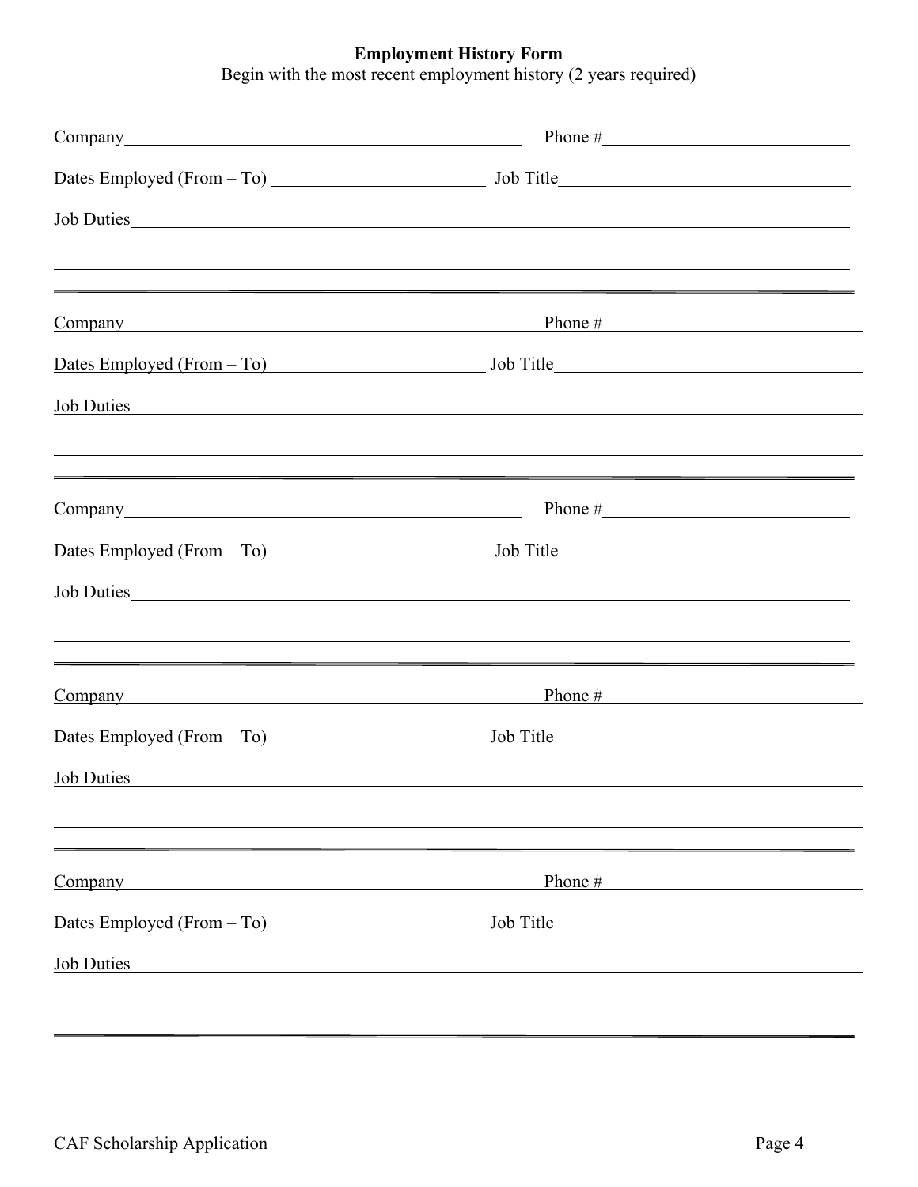**Employment History Form**

Begin with the most recent employment history (2 years required)

Company \_\_\_\_\_\_\_\_\_\_\_\_\_\_\_\_\_\_\_\_ Phone # \_\_\_\_\_\_\_\_\_\_\_\_\_\_\_\_\_\_\_\_

Dates Employed (From – To) \_\_\_\_\_\_\_\_\_\_\_\_\_\_\_\_\_\_\_\_ Job Title \_\_\_\_\_\_\_\_\_\_\_\_\_\_\_\_\_\_\_\_

Job Duties \_\_\_\_\_\_\_\_\_\_\_\_\_\_\_\_\_\_\_\_\_\_\_\_\_\_\_\_\_\_\_\_\_\_\_\_\_\_\_\_

\_\_\_\_\_\_\_\_\_\_\_\_\_\_\_\_\_\_\_\_\_\_\_\_\_\_\_\_\_\_\_\_\_\_\_\_\_\_\_\_\_\_\_\_\_\_\_\_\_\_

---

Company \_\_\_\_\_\_\_\_\_\_\_\_\_\_\_\_\_\_\_\_ Phone # \_\_\_\_\_\_\_\_\_\_\_\_\_\_\_\_\_\_\_\_

Dates Employed (From – To) \_\_\_\_\_\_\_\_\_\_\_\_\_\_\_\_\_\_\_\_ Job Title \_\_\_\_\_\_\_\_\_\_\_\_\_\_\_\_\_\_\_\_

Job Duties \_\_\_\_\_\_\_\_\_\_\_\_\_\_\_\_\_\_\_\_\_\_\_\_\_\_\_\_\_\_\_\_\_\_\_\_\_\_\_\_

\_\_\_\_\_\_\_\_\_\_\_\_\_\_\_\_\_\_\_\_\_\_\_\_\_\_\_\_\_\_\_\_\_\_\_\_\_\_\_\_\_\_\_\_\_\_\_\_\_\_

---

Company \_\_\_\_\_\_\_\_\_\_\_\_\_\_\_\_\_\_\_\_ Phone # \_\_\_\_\_\_\_\_\_\_\_\_\_\_\_\_\_\_\_\_

Dates Employed (From – To) \_\_\_\_\_\_\_\_\_\_\_\_\_\_\_\_\_\_\_\_ Job Title \_\_\_\_\_\_\_\_\_\_\_\_\_\_\_\_\_\_\_\_

Job Duties \_\_\_\_\_\_\_\_\_\_\_\_\_\_\_\_\_\_\_\_\_\_\_\_\_\_\_\_\_\_\_\_\_\_\_\_\_\_\_\_

\_\_\_\_\_\_\_\_\_\_\_\_\_\_\_\_\_\_\_\_\_\_\_\_\_\_\_\_\_\_\_\_\_\_\_\_\_\_\_\_\_\_\_\_\_\_\_\_\_\_

---

Company \_\_\_\_\_\_\_\_\_\_\_\_\_\_\_\_\_\_\_\_ Phone # \_\_\_\_\_\_\_\_\_\_\_\_\_\_\_\_\_\_\_\_

Dates Employed (From – To) \_\_\_\_\_\_\_\_\_\_\_\_\_\_\_\_\_\_\_\_ Job Title \_\_\_\_\_\_\_\_\_\_\_\_\_\_\_\_\_\_\_\_

Job Duties \_\_\_\_\_\_\_\_\_\_\_\_\_\_\_\_\_\_\_\_\_\_\_\_\_\_\_\_\_\_\_\_\_\_\_\_\_\_\_\_

\_\_\_\_\_\_\_\_\_\_\_\_\_\_\_\_\_\_\_\_\_\_\_\_\_\_\_\_\_\_\_\_\_\_\_\_\_\_\_\_\_\_\_\_\_\_\_\_\_\_

---

Company \_\_\_\_\_\_\_\_\_\_\_\_\_\_\_\_\_\_\_\_ Phone # \_\_\_\_\_\_\_\_\_\_\_\_\_\_\_\_\_\_\_\_

Dates Employed (From – To) \_\_\_\_\_\_\_\_\_\_\_\_\_\_\_\_\_\_\_\_ Job Title \_\_\_\_\_\_\_\_\_\_\_\_\_\_\_\_\_\_\_\_

Job Duties \_\_\_\_\_\_\_\_\_\_\_\_\_\_\_\_\_\_\_\_\_\_\_\_\_\_\_\_\_\_\_\_\_\_\_\_\_\_\_\_

\_\_\_\_\_\_\_\_\_\_\_\_\_\_\_\_\_\_\_\_\_\_\_\_\_\_\_\_\_\_\_\_\_\_\_\_\_\_\_\_\_\_\_\_\_\_\_\_\_\_